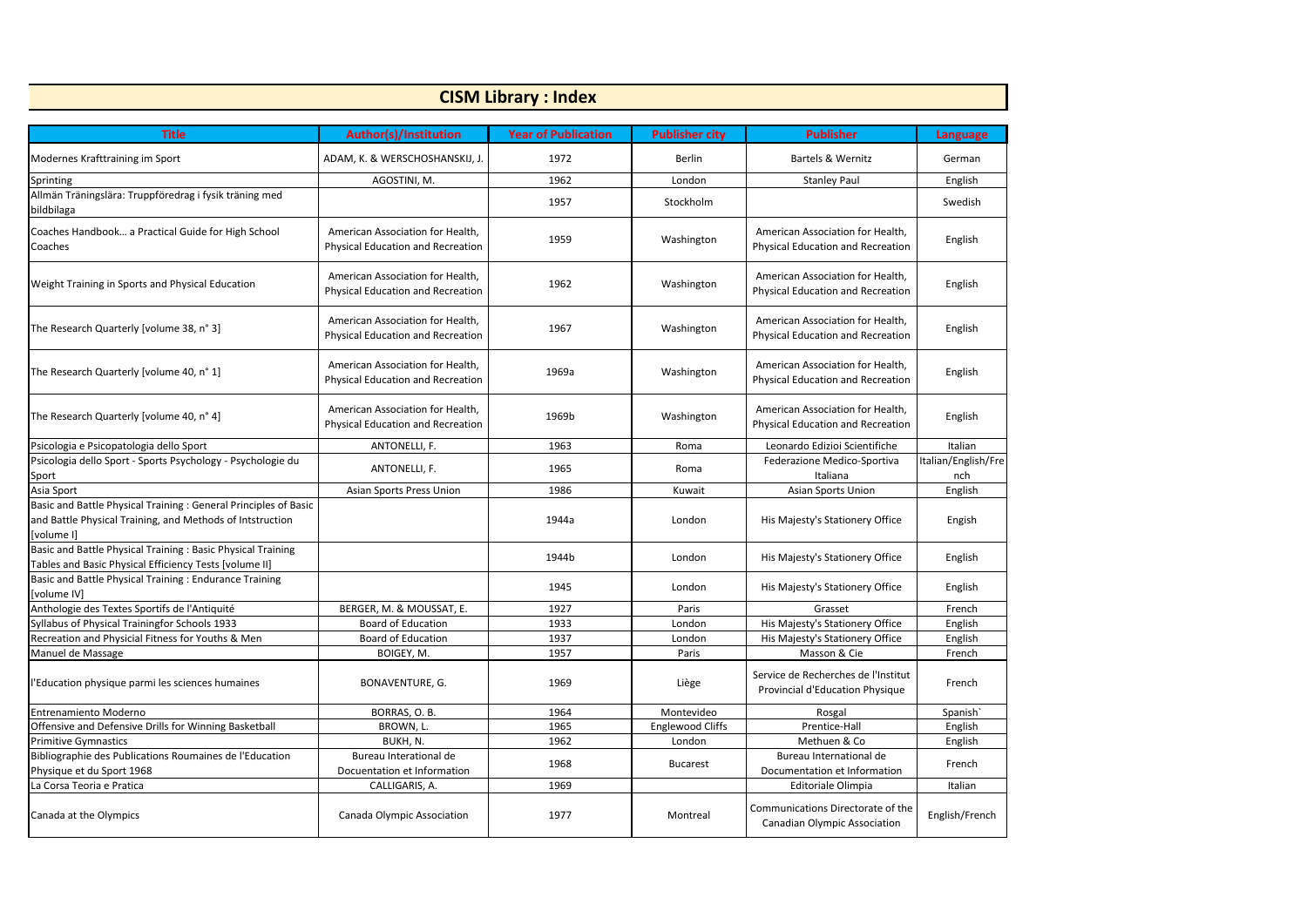# CISM Library : Index

| Title | Author(s)/Institution | Year of Publication | Publisher city | Publisher | Language |
|---|---|---|---|---|---|
| Modernes Krafttraining im Sport | ADAM, K. & WERSCHOSHANSKIJ, J. | 1972 | Berlin | Bartels & Wernitz | German |
| Sprinting | AGOSTINI, M. | 1962 | London | Stanley Paul | English |
| Allmän Träningslära: Truppföredrag i fysik träning med bildbilaga | | 1957 | Stockholm | | Swedish |
| Coaches Handbook… a Practical Guide for High School Coaches | American Association for Health, Physical Education and Recreation | 1959 | Washington | American Association for Health, Physical Education and Recreation | English |
| Weight Training in Sports and Physical Education | American Association for Health, Physical Education and Recreation | 1962 | Washington | American Association for Health, Physical Education and Recreation | English |
| The Research Quarterly [volume 38, n° 3] | American Association for Health, Physical Education and Recreation | 1967 | Washington | American Association for Health, Physical Education and Recreation | English |
| The Research Quarterly [volume 40, n° 1] | American Association for Health, Physical Education and Recreation | 1969a | Washington | American Association for Health, Physical Education and Recreation | English |
| The Research Quarterly [volume 40, n° 4] | American Association for Health, Physical Education and Recreation | 1969b | Washington | American Association for Health, Physical Education and Recreation | English |
| Psicologia e Psicopatologia dello Sport | ANTONELLI, F. | 1963 | Roma | Leonardo Edizioi Scientifiche | Italian |
| Psicologia dello Sport - Sports Psychology - Psychologie du Sport | ANTONELLI, F. | 1965 | Roma | Federazione Medico-Sportiva Italiana | Italian/English/French |
| Asia Sport | Asian Sports Press Union | 1986 | Kuwait | Asian Sports Union | English |
| Basic and Battle Physical Training : General Principles of Basic and Battle Physical Training, and Methods of Intstruction [volume I] | | 1944a | London | His Majesty's Stationery Office | Engish |
| Basic and Battle Physical Training : Basic Physical Training Tables and Basic Physical Efficiency Tests [volume II] | | 1944b | London | His Majesty's Stationery Office | English |
| Basic and Battle Physical Training : Endurance Training [volume IV] | | 1945 | London | His Majesty's Stationery Office | English |
| Anthologie des Textes Sportifs de l'Antiquité | BERGER, M. & MOUSSAT, E. | 1927 | Paris | Grasset | French |
| Syllabus of Physical Trainingfor Schools 1933 | Board of Education | 1933 | London | His Majesty's Stationery Office | English |
| Recreation and Physicial Fitness for Youths & Men | Board of Education | 1937 | London | His Majesty's Stationery Office | English |
| Manuel de Massage | BOIGEY, M. | 1957 | Paris | Masson & Cie | French |
| l'Education physique parmi les sciences humaines | BONAVENTURE, G. | 1969 | Liège | Service de Recherches de l'Institut Provincial d'Education Physique | French |
| Entrenamiento Moderno | BORRAS, O. B. | 1964 | Montevideo | Rosgal | Spanish` |
| Offensive and Defensive Drills for Winning Basketball | BROWN, L. | 1965 | Englewood Cliffs | Prentice-Hall | English |
| Primitive Gymnastics | BUKH, N. | 1962 | London | Methuen & Co | English |
| Bibliographie des Publications Roumaines de l'Education Physique et du Sport 1968 | Bureau Interational de Docuentation et Information | 1968 | Bucarest | Bureau International de Documentation et Information | French |
| La Corsa Teoria e Pratica | CALLIGARIS, A. | 1969 | | Editoriale Olimpia | Italian |
| Canada at the Olympics | Canada Olympic Association | 1977 | Montreal | Communications Directorate of the Canadian Olympic Association | English/French |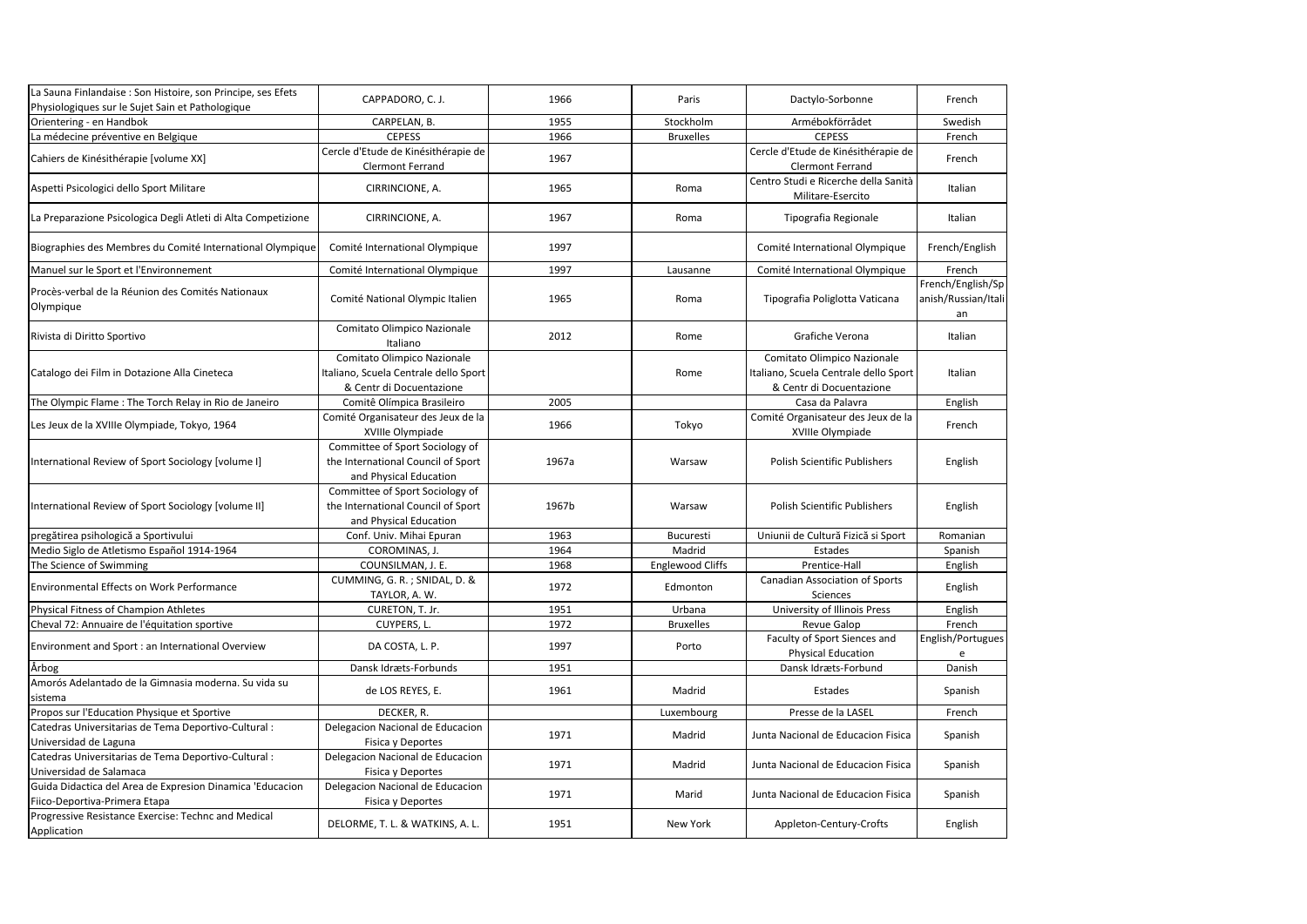| La Sauna Finlandaise : Son Histoire, son Principe, ses Efets Physiologiques sur le Sujet Sain et Pathologique | CAPPADORO, C. J. | 1966 | Paris | Dactylo-Sorbonne | French |
|---|---|---|---|---|---|
| Orientering - en Handbok | CARPELAN, B. | 1955 | Stockholm | Armébokförrådet | Swedish |
| La médecine préventive en Belgique | CEPESS | 1966 | Bruxelles | CEPESS | French |
| Cahiers de Kinésithérapie [volume XX] | Cercle d'Etude de Kinésithérapie de Clermont Ferrand | 1967 | | Cercle d'Etude de Kinésithérapie de Clermont Ferrand | French |
| Aspetti Psicologici dello Sport Militare | CIRRINCIONE, A. | 1965 | Roma | Centro Studi e Ricerche della Sanità Militare-Esercito | Italian |
| La Preparazione Psicologica Degli Atleti di Alta Competizione | CIRRINCIONE, A. | 1967 | Roma | Tipografia Regionale | Italian |
| Biographies des Membres du Comité International Olympique | Comité International Olympique | 1997 | | Comité International Olympique | French/English |
| Manuel sur le Sport et l'Environnement | Comité International Olympique | 1997 | Lausanne | Comité International Olympique | French |
| Procès-verbal de la Réunion des Comités Nationaux Olympique | Comité National Olympic Italien | 1965 | Roma | Tipografia Poliglotta Vaticana | French/English/Spanish/Russian/Italian |
| Rivista di Diritto Sportivo | Comitato Olimpico Nazionale Italiano | 2012 | Rome | Grafiche Verona | Italian |
| Catalogo dei Film in Dotazione Alla Cineteca | Comitato Olimpico Nazionale Italiano, Scuela Centrale dello Sport & Centr di Docuentazione | | Rome | Comitato Olimpico Nazionale Italiano, Scuela Centrale dello Sport & Centr di Docuentazione | Italian |
| The Olympic Flame : The Torch Relay in Rio de Janeiro | Comitê Olímpica Brasileiro | 2005 | | Casa da Palavra | English |
| Les Jeux de la XVIIIe Olympiade, Tokyo, 1964 | Comité Organisateur des Jeux de la XVIIIe Olympiade | 1966 | Tokyo | Comité Organisateur des Jeux de la XVIIIe Olympiade | French |
| International Review of Sport Sociology [volume I] | Committee of Sport Sociology of the International Council of Sport and Physical Education | 1967a | Warsaw | Polish Scientific Publishers | English |
| International Review of Sport Sociology [volume II] | Committee of Sport Sociology of the International Council of Sport and Physical Education | 1967b | Warsaw | Polish Scientific Publishers | English |
| pregătirea psihologică a Sportivului | Conf. Univ. Mihai Epuran | 1963 | Bucuresti | Uniunii de Cultură Fizică si Sport | Romanian |
| Medio Siglo de Atletismo Español 1914-1964 | COROMINAS, J. | 1964 | Madrid | Estades | Spanish |
| The Science of Swimming | COUNSILMAN, J. E. | 1968 | Englewood Cliffs | Prentice-Hall | English |
| Environmental Effects on Work Performance | CUMMING, G. R. ; SNIDAL, D. & TAYLOR, A. W. | 1972 | Edmonton | Canadian Association of Sports Sciences | English |
| Physical Fitness of Champion Athletes | CURETON, T. Jr. | 1951 | Urbana | University of Illinois Press | English |
| Cheval 72: Annuaire de l'équitation sportive | CUYPERS, L. | 1972 | Bruxelles | Revue Galop | French |
| Environment and Sport : an International Overview | DA COSTA, L. P. | 1997 | Porto | Faculty of Sport Siences and Physical Education | English/Portuguese |
| Årbog | Dansk Idræts-Forbunds | 1951 | | Dansk Idræts-Forbund | Danish |
| Amorós Adelantado de la Gimnasia moderna. Su vida su sistema | de LOS REYES, E. | 1961 | Madrid | Estades | Spanish |
| Propos sur l'Education Physique et Sportive | DECKER, R. | | Luxembourg | Presse de la LASEL | French |
| Catedras Universitarias de Tema Deportivo-Cultural : Universidad de Laguna | Delegacion Nacional de Educacion Fisica y Deportes | 1971 | Madrid | Junta Nacional de Educacion Fisica | Spanish |
| Catedras Universitarias de Tema Deportivo-Cultural : Universidad de Salamaca | Delegacion Nacional de Educacion Fisica y Deportes | 1971 | Madrid | Junta Nacional de Educacion Fisica | Spanish |
| Guida Didactica del Area de Expresion Dinamica 'Educacion Fiico-Deportiva-Primera Etapa | Delegacion Nacional de Educacion Fisica y Deportes | 1971 | Marid | Junta Nacional de Educacion Fisica | Spanish |
| Progressive Resistance Exercise: Technc and Medical Application | DELORME, T. L. & WATKINS, A. L. | 1951 | New York | Appleton-Century-Crofts | English |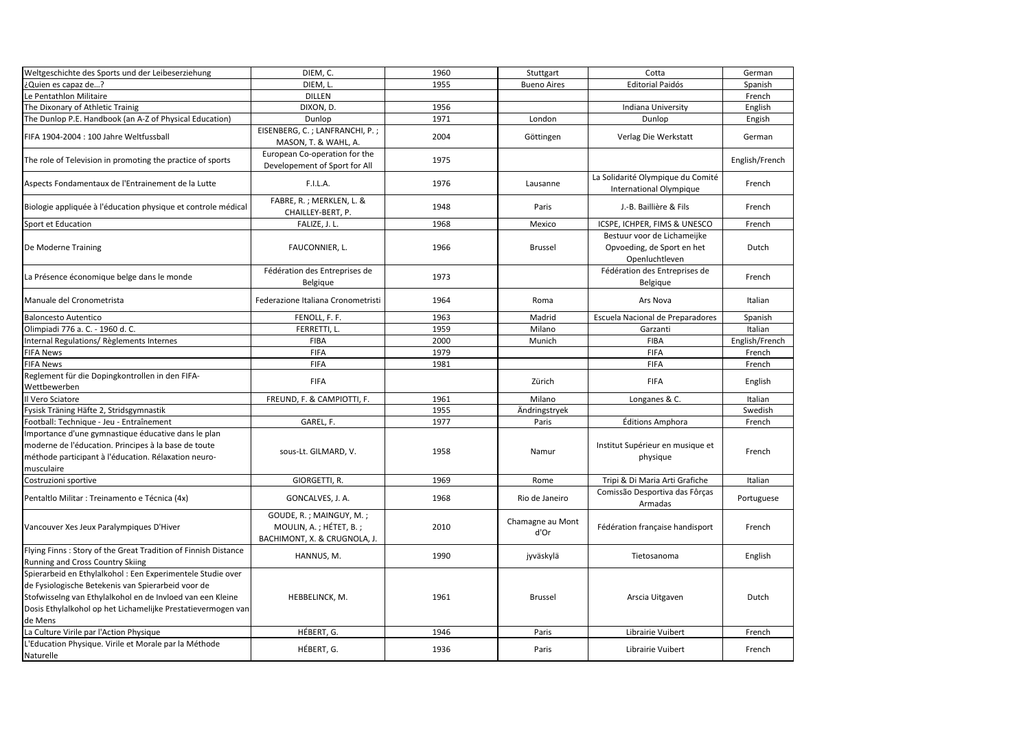| | | | | | |
|---|---|---|---|---|---|
| Weltgeschichte des Sports und der Leibeserziehung | DIEM, C. | 1960 | Stuttgart | Cotta | German |
| ¿Quien es capaz de…? | DIEM, L. | 1955 | Bueno Aires | Editorial Paidós | Spanish |
| Le Pentathlon Militaire | DILLEN | | | | French |
| The Dixonary of Athletic Trainig | DIXON, D. | 1956 | | Indiana University | English |
| The Dunlop P.E. Handbook (an A-Z of Physical Education) | Dunlop | 1971 | London | Dunlop | Engish |
| FIFA 1904-2004 : 100 Jahre Weltfussball | EISENBERG, C. ; LANFRANCHI, P. ; MASON, T. & WAHL, A. | 2004 | Göttingen | Verlag Die Werkstatt | German |
| The role of Television in promoting the practice of sports | European Co-operation for the Developement of Sport for All | 1975 | | | English/French |
| Aspects Fondamentaux de l'Entrainement de la Lutte | F.I.L.A. | 1976 | Lausanne | La Solidarité Olympique du Comité International Olympique | French |
| Biologie appliquée à l'éducation physique et controle médical | FABRE, R. ; MERKLEN, L. & CHAILLEY-BERT, P. | 1948 | Paris | J.-B. Baillière & Fils | French |
| Sport et Education | FALIZE, J. L. | 1968 | Mexico | ICSPE, ICHPER, FIMS & UNESCO | French |
| De Moderne Training | FAUCONNIER, L. | 1966 | Brussel | Bestuur voor de Lichameijke Opvoeding, de Sport en het Openluchtleven | Dutch |
| La Présence économique belge dans le monde | Fédération des Entreprises de Belgique | 1973 | | Fédération des Entreprises de Belgique | French |
| Manuale del Cronometrista | Federazione Italiana Cronometristi | 1964 | Roma | Ars Nova | Italian |
| Baloncesto Autentico | FENOLL, F. F. | 1963 | Madrid | Escuela Nacional de Preparadores | Spanish |
| Olimpiadi 776 a. C. - 1960 d. C. | FERRETTI, L. | 1959 | Milano | Garzanti | Italian |
| Internal Regulations/ Règlements Internes | FIBA | 2000 | Munich | FIBA | English/French |
| FIFA News | FIFA | 1979 | | FIFA | French |
| FIFA News | FIFA | 1981 | | FIFA | French |
| Reglement für die Dopingkontrollen in den FIFA-Wettbewerben | FIFA | | Zürich | FIFA | English |
| Il Vero Sciatore | FREUND, F. & CAMPIOTTI, F. | 1961 | Milano | Longanes & C. | Italian |
| Fysisk Träning Häfte 2, Stridsgymnastik | | 1955 | Ändringstryek | | Swedish |
| Football: Technique - Jeu - Entraînement | GAREL, F. | 1977 | Paris | Éditions Amphora | French |
| Importance d'une gymnastique éducative dans le plan moderne de l'éducation. Principes à la base de toute méthode participant à l'éducation. Rélaxation neuro-musculaire | sous-Lt. GILMARD, V. | 1958 | Namur | Institut Supérieur en musique et physique | French |
| Costruzioni sportive | GIORGETTI, R. | 1969 | Rome | Tripi & Di Maria Arti Grafiche | Italian |
| Pentaltlo Militar : Treinamento e Técnica (4x) | GONCALVES, J. A. | 1968 | Rio de Janeiro | Comissão Desportiva das Fôrças Armadas | Portuguese |
| Vancouver Xes Jeux Paralympiques D'Hiver | GOUDE, R. ; MAINGUY, M. ; MOULIN, A. ; HÉTET, B. ; BACHIMONT, X. & CRUGNOLA, J. | 2010 | Chamagne au Mont d'Or | Fédération française handisport | French |
| Flying Finns : Story of the Great Tradition of Finnish Distance Running and Cross Country Skiing | HANNUS, M. | 1990 | jyväskylä | Tietosanoma | English |
| Spierarbeid en Ethylalkohol : Een Experimentele Studie over de Fysiologische Betekenis van Spierarbeid voor de Stofwisselng van Ethylalkohol en de Invloed van een Kleine Dosis Ethylalkohol op het Lichamelijke Prestatievermogen van de Mens | HEBBELINCK, M. | 1961 | Brussel | Arscia Uitgaven | Dutch |
| La Culture Virile par l'Action Physique | HÉBERT, G. | 1946 | Paris | Librairie Vuibert | French |
| L'Education Physique. Virile et Morale par la Méthode Naturelle | HÉBERT, G. | 1936 | Paris | Librairie Vuibert | French |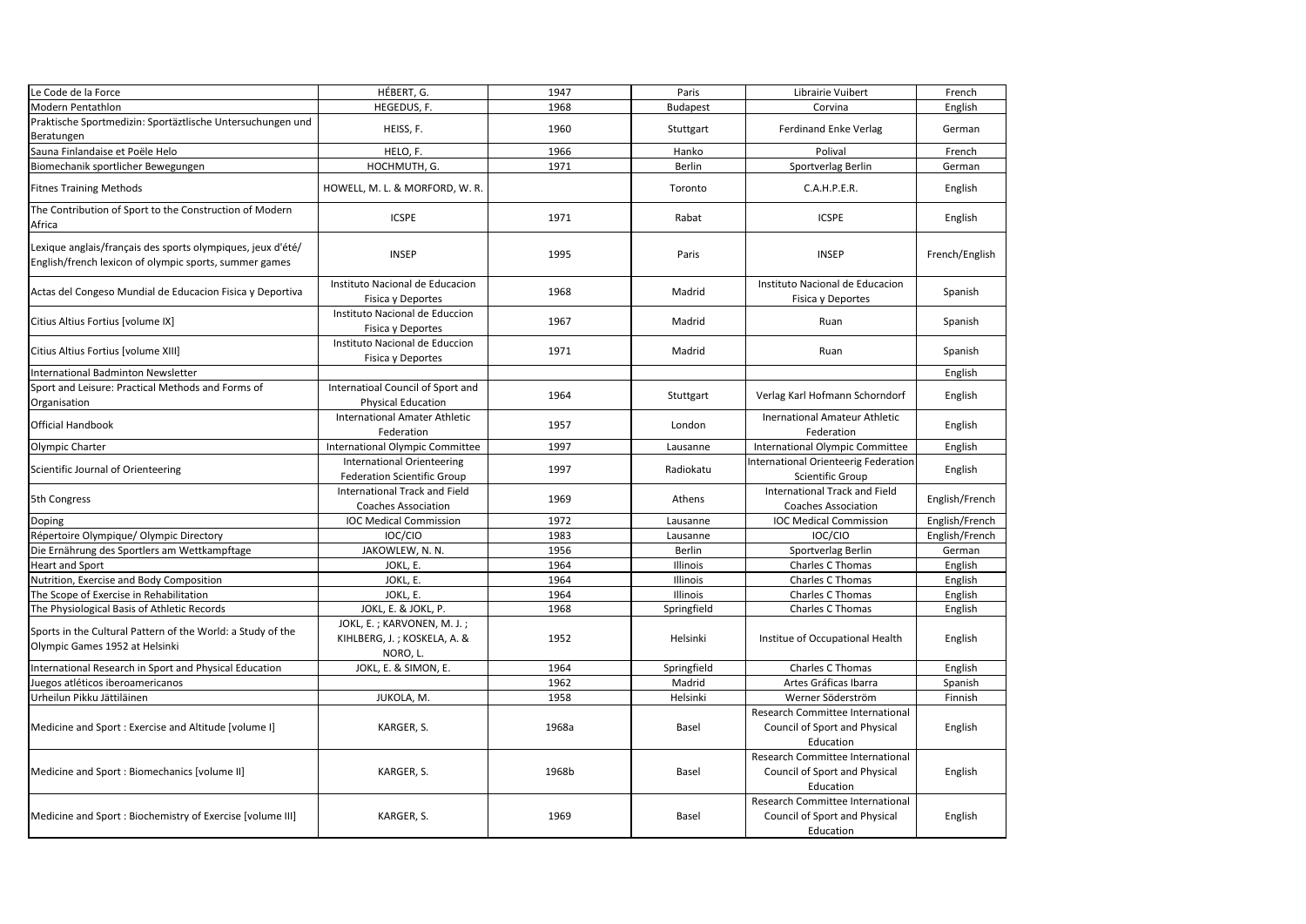| Le Code de la Force | HÉBERT, G. | 1947 | Paris | Librairie Vuibert | French |
|---|---|---|---|---|---|
| Modern Pentathlon | HEGEDUS, F. | 1968 | Budapest | Corvina | English |
| Praktische Sportmedizin: Sportäztlische Untersuchungen und Beratungen | HEISS, F. | 1960 | Stuttgart | Ferdinand Enke Verlag | German |
| Sauna Finlandaise et Poële Helo | HELO, F. | 1966 | Hanko | Polival | French |
| Biomechanik sportlicher Bewegungen | HOCHMUTH, G. | 1971 | Berlin | Sportverlag Berlin | German |
| Fitnes Training Methods | HOWELL, M. L. & MORFORD, W. R. | | Toronto | C.A.H.P.E.R. | English |
| The Contribution of Sport to the Construction of Modern Africa | ICSPE | 1971 | Rabat | ICSPE | English |
| Lexique anglais/français des sports olympiques, jeux d'été/ English/french lexicon of olympic sports, summer games | INSEP | 1995 | Paris | INSEP | French/English |
| Actas del Congeso Mundial de Educacion Fisica y Deportiva | Instituto Nacional de Educacion Fisica y Deportes | 1968 | Madrid | Instituto Nacional de Educacion Fisica y Deportes | Spanish |
| Citius Altius Fortius [volume IX] | Instituto Nacional de Educcion Fisica y Deportes | 1967 | Madrid | Ruan | Spanish |
| Citius Altius Fortius [volume XIII] | Instituto Nacional de Educcion Fisica y Deportes | 1971 | Madrid | Ruan | Spanish |
| International Badminton Newsletter | | | | | English |
| Sport and Leisure: Practical Methods and Forms of Organisation | Internatioal Council of Sport and Physical Education | 1964 | Stuttgart | Verlag Karl Hofmann Schorndorf | English |
| Official Handbook | International Amater Athletic Federation | 1957 | London | Inernational Amateur Athletic Federation | English |
| Olympic Charter | International Olympic Committee | 1997 | Lausanne | International Olympic Committee | English |
| Scientific Journal of Orienteering | International Orienteering Federation Scientific Group | 1997 | Radiokatu | International Orienteerig Federation Scientific Group | English |
| 5th Congress | International Track and Field Coaches Association | 1969 | Athens | International Track and Field Coaches Association | English/French |
| Doping | IOC Medical Commission | 1972 | Lausanne | IOC Medical Commission | English/French |
| Répertoire Olympique/ Olympic Directory | IOC/CIO | 1983 | Lausanne | IOC/CIO | English/French |
| Die Ernährung des Sportlers am Wettkampftage | JAKOWLEW, N. N. | 1956 | Berlin | Sportverlag Berlin | German |
| Heart and Sport | JOKL, E. | 1964 | Illinois | Charles C Thomas | English |
| Nutrition, Exercise and Body Composition | JOKL, E. | 1964 | Illinois | Charles C Thomas | English |
| The Scope of Exercise in Rehabilitation | JOKL, E. | 1964 | Illinois | Charles C Thomas | English |
| The Physiological Basis of Athletic Records | JOKL, E. & JOKL, P. | 1968 | Springfield | Charles C Thomas | English |
| Sports in the Cultural Pattern of the World: a Study of the Olympic Games 1952 at Helsinki | JOKL, E. ; KARVONEN, M. J. ; KIHLBERG, J. ; KOSKELA, A. & NORO, L. | 1952 | Helsinki | Institue of Occupational Health | English |
| International Research in Sport and Physical Education | JOKL, E. & SIMON, E. | 1964 | Springfield | Charles C Thomas | English |
| Juegos atléticos iberoamericanos | | 1962 | Madrid | Artes Gráficas Ibarra | Spanish |
| Urheilun Pikku Jättiläinen | JUKOLA, M. | 1958 | Helsinki | Werner Söderström | Finnish |
| Medicine and Sport : Exercise and Altitude [volume I] | KARGER, S. | 1968a | Basel | Research Committee International Council of Sport and Physical Education | English |
| Medicine and Sport : Biomechanics [volume II] | KARGER, S. | 1968b | Basel | Research Committee International Council of Sport and Physical Education | English |
| Medicine and Sport : Biochemistry of Exercise [volume III] | KARGER, S. | 1969 | Basel | Research Committee International Council of Sport and Physical Education | English |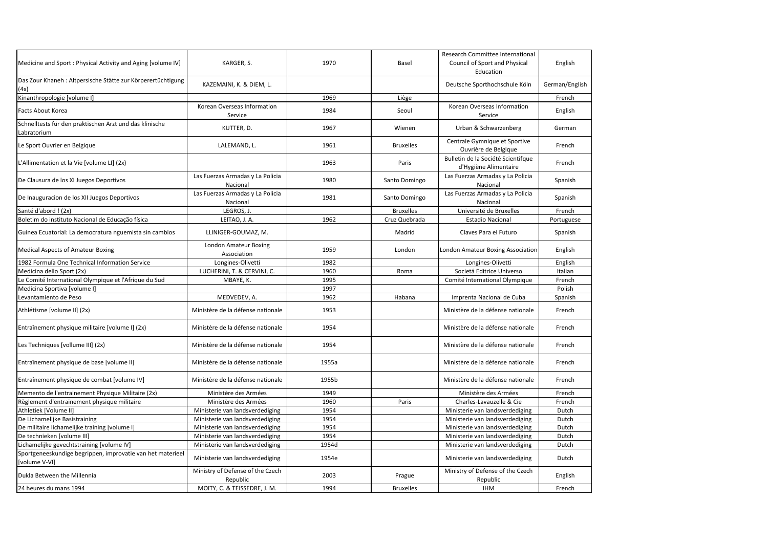| | | | | | |
|---|---|---|---|---|---|
| Medicine and Sport : Physical Activity and Aging [volume IV] | KARGER, S. | 1970 | Basel | Research Committee International Council of Sport and Physical Education | English |
| Das Zour Khaneh : Altpersische Stätte zur Körperertüchtigung (4x) | KAZEMAINI, K. & DIEM, L. | | | Deutsche Sporthochschule Köln | German/English |
| Kinanthropologie [volume I] | | 1969 | Liège | | French |
| Facts About Korea | Korean Overseas Information Service | 1984 | Seoul | Korean Overseas Information Service | English |
| Schnelltests für den praktischen Arzt und das klinische Labratorium | KUTTER, D. | 1967 | Wienen | Urban & Schwarzenberg | German |
| Le Sport Ouvrier en Belgique | LALEMAND, L. | 1961 | Bruxelles | Centrale Gymnique et Sportive Ouvrière de Belgique | French |
| L'Allimentation et la Vie [volume LI] (2x) | | 1963 | Paris | Bulletin de la Société Scientifque d'Hygiène Alimentaire | French |
| De Clausura de los XI Juegos Deportivos | Las Fuerzas Armadas y La Policia Nacional | 1980 | Santo Domingo | Las Fuerzas Armadas y La Policia Nacional | Spanish |
| De Inauguracion de los XII Juegos Deportivos | Las Fuerzas Armadas y La Policia Nacional | 1981 | Santo Domingo | Las Fuerzas Armadas y La Policia Nacional | Spanish |
| Santé d'abord ! (2x) | LEGROS, J. | | Bruxelles | Université de Bruxelles | French |
| Boletim do instituto Nacional de Educação física | LEITAO, J. A. | 1962 | Cruz Quebrada | Estadio Nacional | Portuguese |
| Guinea Ecuatorial: La democratura nguemista sin cambios | LLINIGER-GOUMAZ, M. | | Madrid | Claves Para el Futuro | Spanish |
| Medical Aspects of Amateur Boxing | London Amateur Boxing Association | 1959 | London | London Amateur Boxing Association | English |
| 1982 Formula One Technical Information Service | Longines-Olivetti | 1982 | | Longines-Olivetti | English |
| Medicina dello Sport (2x) | LUCHERINI, T. & CERVINI, C. | 1960 | Roma | Societá Editrice Universo | Italian |
| Le Comité International Olympique et l'Afrique du Sud | MBAYE, K. | 1995 | | Comité International Olympique | French |
| Medicina Sportiva [volume I] | | 1997 | | | Polish |
| Levantamiento de Peso | MEDVEDEV, A. | 1962 | Habana | Imprenta Nacional de Cuba | Spanish |
| Athlétisme [volume II] (2x) | Ministère de la défense nationale | 1953 | | Ministère de la défense nationale | French |
| Entraînement physique militaire [volume I] (2x) | Ministère de la défense nationale | 1954 | | Ministère de la défense nationale | French |
| Les Techniques [vollume III] (2x) | Ministère de la défense nationale | 1954 | | Ministère de la défense nationale | French |
| Entraînement physique de base [volume II] | Ministère de la défense nationale | 1955a | | Ministère de la défense nationale | French |
| Entraînement physique de combat [volume IV] | Ministère de la défense nationale | 1955b | | Ministère de la défense nationale | French |
| Memento de l'entrainement Physique Militaire (2x) | Ministère des Armées | 1949 | | Ministère des Armées | French |
| Règlement d'entrainement physique militaire | Ministère des Armées | 1960 | Paris | Charles-Lavauzelle & Cie | French |
| Athletiek [Volume II] | Ministerie van landsverdediging | 1954 | | Ministerie van landsverdediging | Dutch |
| De Lichamelijke Basistraining | Ministerie van landsverdediging | 1954 | | Ministerie van landsverdediging | Dutch |
| De militaire lichamelijke training [volume I] | Ministerie van landsverdediging | 1954 | | Ministerie van landsverdediging | Dutch |
| De technieken [volume III] | Ministerie van landsverdediging | 1954 | | Ministerie van landsverdediging | Dutch |
| Lichamelijke gevechtstraining [volume IV] | Ministerie van landsverdediging | 1954d | | Ministerie van landsverdediging | Dutch |
| Sportgeneeskundige begrippen, improvatie van het materieel [volume V-VI] | Ministerie van landsverdediging | 1954e | | Ministerie van landsverdediging | Dutch |
| Dukla Between the Millennia | Ministry of Defense of the Czech Republic | 2003 | Prague | Ministry of Defense of the Czech Republic | English |
| 24 heures du mans 1994 | MOITY, C. & TEISSEDRE, J. M. | 1994 | Bruxelles | IHM | French |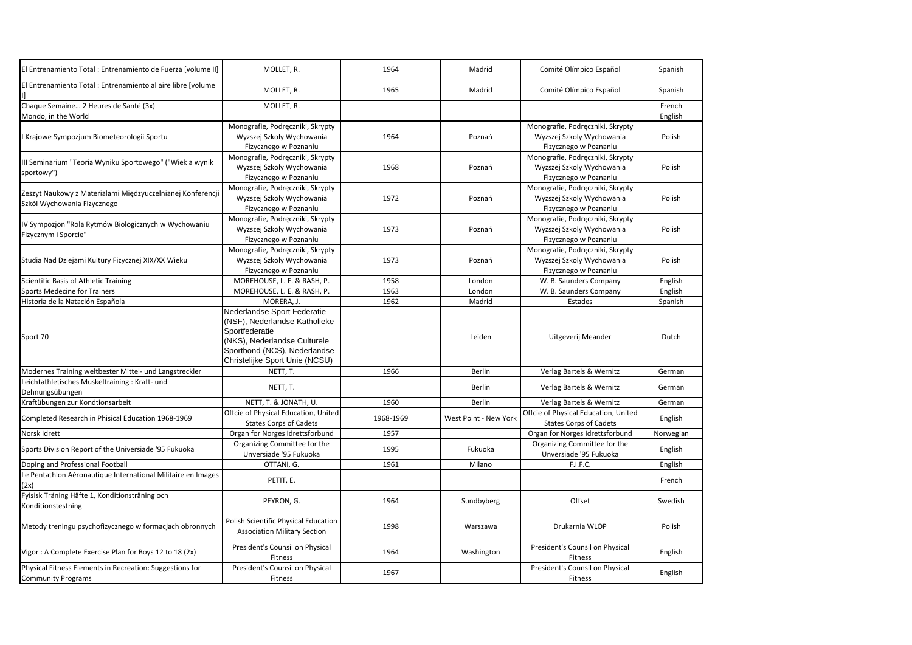| El Entrenamiento Total : Entrenamiento de Fuerza [volume II] | MOLLET, R. | 1964 | Madrid | Comité Olímpico Español | Spanish |
|---|---|---|---|---|---|
| El Entrenamiento Total : Entrenamiento al aire libre [volume I] | MOLLET, R. | 1965 | Madrid | Comité Olímpico Español | Spanish |
| Chaque Semaine… 2 Heures de Santé (3x) | MOLLET, R. | | | | French |
| Mondo, in the World | | | | | English |
| I Krajowe Sympozjum Biometeorologii Sportu | Monografie, Podręczniki, Skrypty Wyzszej Szkoly Wychowania Fizycznego w Poznaniu | 1964 | Poznań | Monografie, Podręczniki, Skrypty Wyzszej Szkoly Wychowania Fizycznego w Poznaniu | Polish |
| III Seminarium "Teoria Wyniku Sportowego" ("Wiek a wynik sportowy") | Monografie, Podręczniki, Skrypty Wyzszej Szkoly Wychowania Fizycznego w Poznaniu | 1968 | Poznań | Monografie, Podręczniki, Skrypty Wyzszej Szkoly Wychowania Fizycznego w Poznaniu | Polish |
| Zeszyt Naukowy z Materialami Międzyuczelnianej Konferencji Szkól Wychowania Fizycznego | Monografie, Podręczniki, Skrypty Wyzszej Szkoly Wychowania Fizycznego w Poznaniu | 1972 | Poznań | Monografie, Podręczniki, Skrypty Wyzszej Szkoly Wychowania Fizycznego w Poznaniu | Polish |
| IV Sympozjon "Rola Rytmów Biologicznych w Wychowaniu Fizycznym i Sporcie" | Monografie, Podręczniki, Skrypty Wyzszej Szkoly Wychowania Fizycznego w Poznaniu | 1973 | Poznań | Monografie, Podręczniki, Skrypty Wyzszej Szkoly Wychowania Fizycznego w Poznaniu | Polish |
| Studia Nad Dziejami Kultury Fizycznej XIX/XX Wieku | Monografie, Podręczniki, Skrypty Wyzszej Szkoly Wychowania Fizycznego w Poznaniu | 1973 | Poznań | Monografie, Podręczniki, Skrypty Wyzszej Szkoly Wychowania Fizycznego w Poznaniu | Polish |
| Scientific Basis of Athletic Training | MOREHOUSE, L. E. & RASH, P. | 1958 | London | W. B. Saunders Company | English |
| Sports Medecine for Trainers | MOREHOUSE, L. E. & RASH, P. | 1963 | London | W. B. Saunders Company | English |
| Historia de la Natación Española | MORERA, J. | 1962 | Madrid | Estades | Spanish |
| Sport 70 | Nederlandse Sport Federatie (NSF), Nederlandse Katholieke Sportfederatie (NKS), Nederlandse Culturele Sportbond (NCS), Nederlandse Christelijke Sport Unie (NCSU) | | Leiden | Uitgeverij Meander | Dutch |
| Modernes Training weltbester Mittel- und Langstreckler | NETT, T. | 1966 | Berlin | Verlag Bartels & Wernitz | German |
| Leichtathletisches Muskeltraining : Kraft- und Dehnungsübungen | NETT, T. | | Berlin | Verlag Bartels & Wernitz | German |
| Kraftübungen zur Kondtionsarbeit | NETT, T. & JONATH, U. | 1960 | Berlin | Verlag Bartels & Wernitz | German |
| Completed Research in Phisical Education 1968-1969 | Offcie of Physical Education, United States Corps of Cadets | 1968-1969 | West Point - New York | Offcie of Physical Education, United States Corps of Cadets | English |
| Norsk Idrett | Organ for Norges Idrettsforbund | 1957 | | Organ for Norges Idrettsforbund | Norwegian |
| Sports Division Report of the Universiade '95 Fukuoka | Organizing Committee for the Unversiade '95 Fukuoka | 1995 | Fukuoka | Organizing Committee for the Unversiade '95 Fukuoka | English |
| Doping and Professional Football | OTTANI, G. | 1961 | Milano | F.I.F.C. | English |
| Le Pentathlon Aéronautique International Militaire en Images (2x) | PETIT, E. | | | | French |
| Fyisisk Träning Häfte 1, Konditionsträning och Konditionstestning | PEYRON, G. | 1964 | Sundbyberg | Offset | Swedish |
| Metody treningu psychofizycznego w formacjach obronnych | Polish Scientific Physical Education Association Military Section | 1998 | Warszawa | Drukarnia WLOP | Polish |
| Vigor : A Complete Exercise Plan for Boys 12 to 18 (2x) | President's Counsil on Physical Fitness | 1964 | Washington | President's Counsil on Physical Fitness | English |
| Physical Fitness Elements in Recreation: Suggestions for Community Programs | President's Counsil on Physical Fitness | 1967 | | President's Counsil on Physical Fitness | English |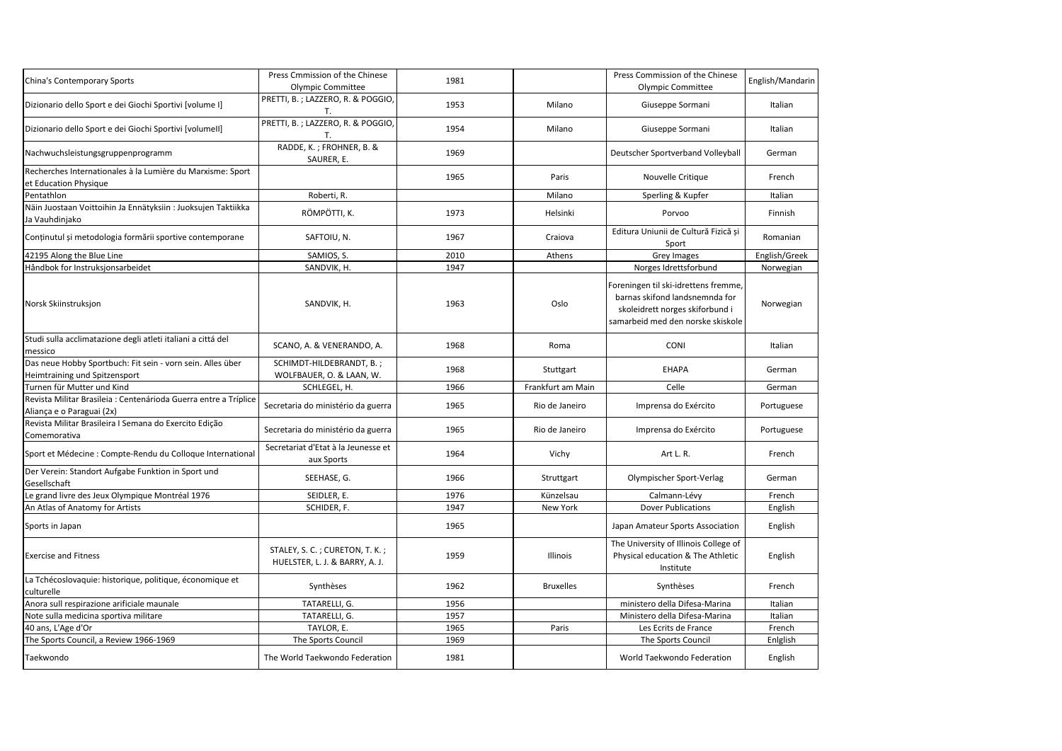| | | | | | |
|---|---|---|---|---|---|
| China's Contemporary Sports | Press Cmmission of the Chinese Olympic Committee | 1981 | | Press Commission of the Chinese Olympic Committee | English/Mandarin |
| Dizionario dello Sport e dei Giochi Sportivi [volume I] | PRETTI, B. ; LAZZERO, R. & POGGIO, T. | 1953 | Milano | Giuseppe Sormani | Italian |
| Dizionario dello Sport e dei Giochi Sportivi [volumeII] | PRETTI, B. ; LAZZERO, R. & POGGIO, T. | 1954 | Milano | Giuseppe Sormani | Italian |
| Nachwuchsleistungsgruppenprogramm | RADDE, K. ; FROHNER, B. & SAURER, E. | 1969 | | Deutscher Sportverband Volleyball | German |
| Recherches Internationales à la Lumière du Marxisme: Sport et Education Physique | | 1965 | Paris | Nouvelle Critique | French |
| Pentathlon | Roberti, R. | | Milano | Sperling & Kupfer | Italian |
| Näin Juostaan Voittoihin Ja Ennätyksiin : Juoksujen Taktiikka Ja Vauhdinjako | RÖMPÖTTI, K. | 1973 | Helsinki | Porvoo | Finnish |
| Conținutul și metodologia formării sportive contemporane | SAFTOIU, N. | 1967 | Craiova | Editura Uniunii de Cultură Fizică și Sport | Romanian |
| 42195 Along the Blue Line | SAMIOS, S. | 2010 | Athens | Grey Images | English/Greek |
| Håndbok for Instruksjonsarbeidet | SANDVIK, H. | 1947 | | Norges Idrettsforbund | Norwegian |
| Norsk Skiinstruksjon | SANDVIK, H. | 1963 | Oslo | Foreningen til ski-idrettens fremme, barnas skifond landsnemnda for skoleidrett norges skiforbund i samarbeid med den norske skiskole | Norwegian |
| Studi sulla acclimatazione degli atleti italiani a cittá del messico | SCANO, A. & VENERANDO, A. | 1968 | Roma | CONI | Italian |
| Das neue Hobby Sportbuch: Fit sein - vorn sein. Alles über Heimtraining und Spitzensport | SCHIMDT-HILDEBRANDT, B. ; WOLFBAUER, O. & LAAN, W. | 1968 | Stuttgart | EHAPA | German |
| Turnen für Mutter und Kind | SCHLEGEL, H. | 1966 | Frankfurt am Main | Celle | German |
| Revista Militar Brasileia : Centenárioda Guerra entre a Tríplice Aliança e o Paraguai (2x) | Secretaria do ministério da guerra | 1965 | Rio de Janeiro | Imprensa do Exército | Portuguese |
| Revista Militar Brasileira I Semana do Exercito Edição Comemorativa | Secretaria do ministério da guerra | 1965 | Rio de Janeiro | Imprensa do Exército | Portuguese |
| Sport et Médecine : Compte-Rendu du Colloque International | Secretariat d'Etat à la Jeunesse et aux Sports | 1964 | Vichy | Art L. R. | French |
| Der Verein: Standort Aufgabe Funktion in Sport und Gesellschaft | SEEHASE, G. | 1966 | Struttgart | Olympischer Sport-Verlag | German |
| Le grand livre des Jeux Olympique Montréal 1976 | SEIDLER, E. | 1976 | Künzelsau | Calmann-Lévy | French |
| An Atlas of Anatomy for Artists | SCHIDER, F. | 1947 | New York | Dover Publications | English |
| Sports in Japan | | 1965 | | Japan Amateur Sports Association | English |
| Exercise and Fitness | STALEY, S. C. ; CURETON, T. K. ; HUELSTER, L. J. & BARRY, A. J. | 1959 | Illinois | The University of Illinois College of Physical education & The Athletic Institute | English |
| La Tchécoslovaquie: historique, politique, économique et culturelle | Synthèses | 1962 | Bruxelles | Synthèses | French |
| Anora sull respirazione arificiale maunale | TATARELLI, G. | 1956 | | ministero della Difesa-Marina | Italian |
| Note sulla medicina sportiva militare | TATARELLI, G. | 1957 | | Ministero della Difesa-Marina | Italian |
| 40 ans, L'Age d'Or | TAYLOR, E. | 1965 | Paris | Les Ecrits de France | French |
| The Sports Council, a Review 1966-1969 | The Sports Council | 1969 | | The Sports Council | Enlglish |
| Taekwondo | The World Taekwondo Federation | 1981 | | World Taekwondo Federation | English |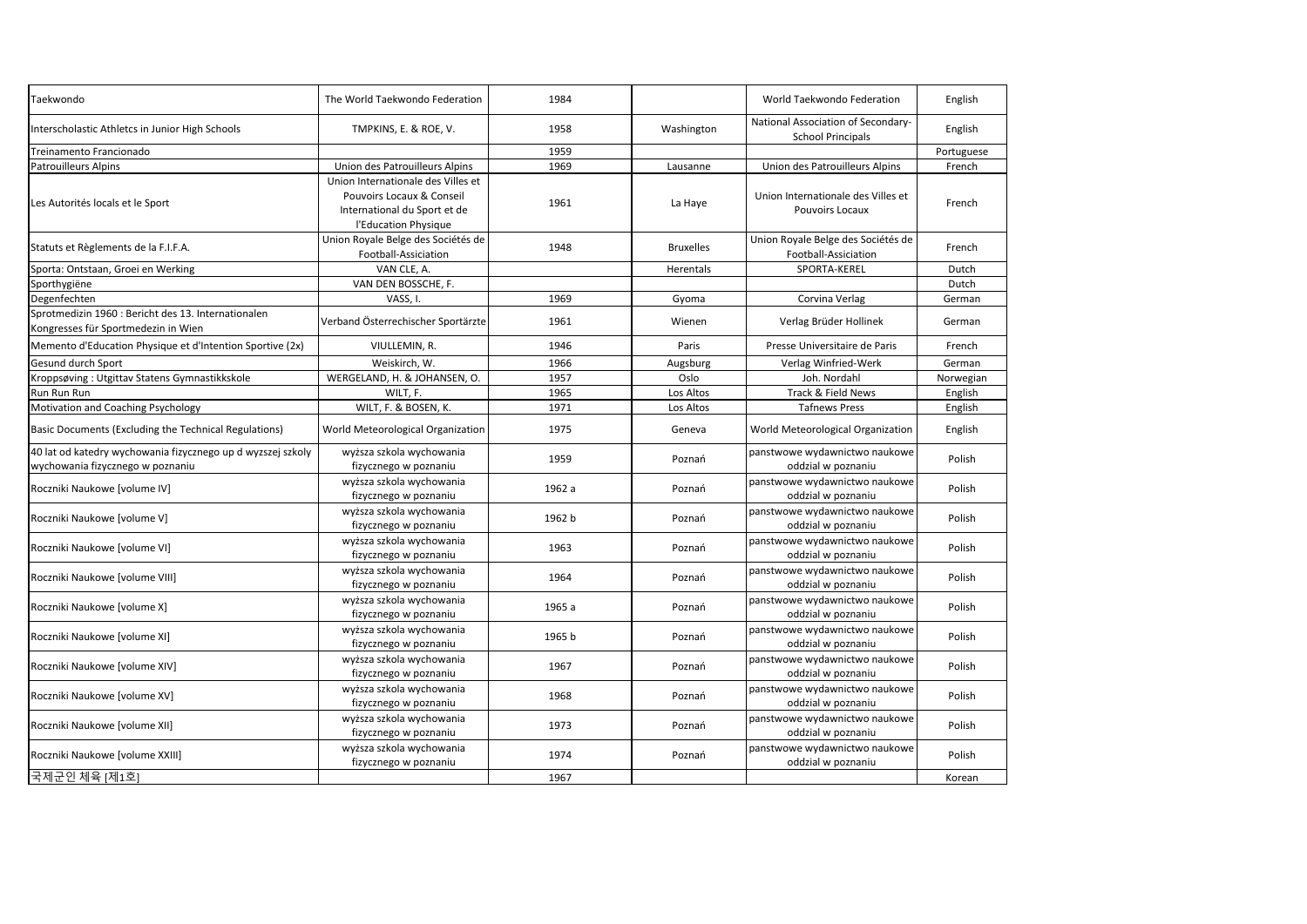| | | | | | |
|---|---|---|---|---|---|
| Taekwondo | The World Taekwondo Federation | 1984 | | World Taekwondo Federation | English |
| Interscholastic Athletcs in Junior High Schools | TMPKINS, E. & ROE, V. | 1958 | Washington | National Association of Secondary-School Principals | English |
| Treinamento Francionado | | 1959 | | | Portuguese |
| Patrouilleurs Alpins | Union des Patrouilleurs Alpins | 1969 | Lausanne | Union des Patrouilleurs Alpins | French |
| Les Autorités locals et le Sport | Union Internationale des Villes et Pouvoirs Locaux & Conseil International du Sport et de l'Education Physique | 1961 | La Haye | Union Internationale des Villes et Pouvoirs Locaux | French |
| Statuts et Règlements de la F.I.F.A. | Union Royale Belge des Sociétés de Football-Assiciation | 1948 | Bruxelles | Union Royale Belge des Sociétés de Football-Assiciation | French |
| Sporta: Ontstaan, Groei en Werking | VAN CLE, A. | | Herentals | SPORTA-KEREL | Dutch |
| Sporthygiëne | VAN DEN BOSSCHE, F. | | | | Dutch |
| Degenfechten | VASS, I. | 1969 | Gyoma | Corvina Verlag | German |
| Sprotmedizin 1960 : Bericht des 13. Internationalen Kongresses für Sportmedezin in Wien | Verband Österrechischer Sportärzte | 1961 | Wienen | Verlag Brüder Hollinek | German |
| Memento d'Education Physique et d'Intention Sportive (2x) | VIULLEMIN, R. | 1946 | Paris | Presse Universitaire de Paris | French |
| Gesund durch Sport | Weiskirch, W. | 1966 | Augsburg | Verlag Winfried-Werk | German |
| Kroppsøving : Utgittav Statens Gymnastikkskole | WERGELAND, H. & JOHANSEN, O. | 1957 | Oslo | Joh. Nordahl | Norwegian |
| Run Run Run | WILT, F. | 1965 | Los Altos | Track & Field News | English |
| Motivation and Coaching Psychology | WILT, F. & BOSEN, K. | 1971 | Los Altos | Tafnews Press | English |
| Basic Documents (Excluding the Technical Regulations) | World Meteorological Organization | 1975 | Geneva | World Meteorological Organization | English |
| 40 lat od katedry wychowania fizycznego up d wyzszej szkoly wychowania fizycznego w poznaniu | wyższa szkola wychowania fizycznego w poznaniu | 1959 | Poznań | panstwowe wydawnictwo naukowe oddzial w poznaniu | Polish |
| Roczniki Naukowe [volume IV] | wyższa szkola wychowania fizycznego w poznaniu | 1962 a | Poznań | panstwowe wydawnictwo naukowe oddzial w poznaniu | Polish |
| Roczniki Naukowe [volume V] | wyższa szkola wychowania fizycznego w poznaniu | 1962 b | Poznań | panstwowe wydawnictwo naukowe oddzial w poznaniu | Polish |
| Roczniki Naukowe [volume VI] | wyższa szkola wychowania fizycznego w poznaniu | 1963 | Poznań | panstwowe wydawnictwo naukowe oddzial w poznaniu | Polish |
| Roczniki Naukowe [volume VIII] | wyższa szkola wychowania fizycznego w poznaniu | 1964 | Poznań | panstwowe wydawnictwo naukowe oddzial w poznaniu | Polish |
| Roczniki Naukowe [volume X] | wyższa szkola wychowania fizycznego w poznaniu | 1965 a | Poznań | panstwowe wydawnictwo naukowe oddzial w poznaniu | Polish |
| Roczniki Naukowe [volume XI] | wyższa szkola wychowania fizycznego w poznaniu | 1965 b | Poznań | panstwowe wydawnictwo naukowe oddzial w poznaniu | Polish |
| Roczniki Naukowe [volume XIV] | wyższa szkola wychowania fizycznego w poznaniu | 1967 | Poznań | panstwowe wydawnictwo naukowe oddzial w poznaniu | Polish |
| Roczniki Naukowe [volume XV] | wyższa szkola wychowania fizycznego w poznaniu | 1968 | Poznań | panstwowe wydawnictwo naukowe oddzial w poznaniu | Polish |
| Roczniki Naukowe [volume XII] | wyższa szkola wychowania fizycznego w poznaniu | 1973 | Poznań | panstwowe wydawnictwo naukowe oddzial w poznaniu | Polish |
| Roczniki Naukowe [volume XXIII] | wyższa szkola wychowania fizycznego w poznaniu | 1974 | Poznań | panstwowe wydawnictwo naukowe oddzial w poznaniu | Polish |
| 국제군인 체육 [제1호] | | 1967 | | | Korean |